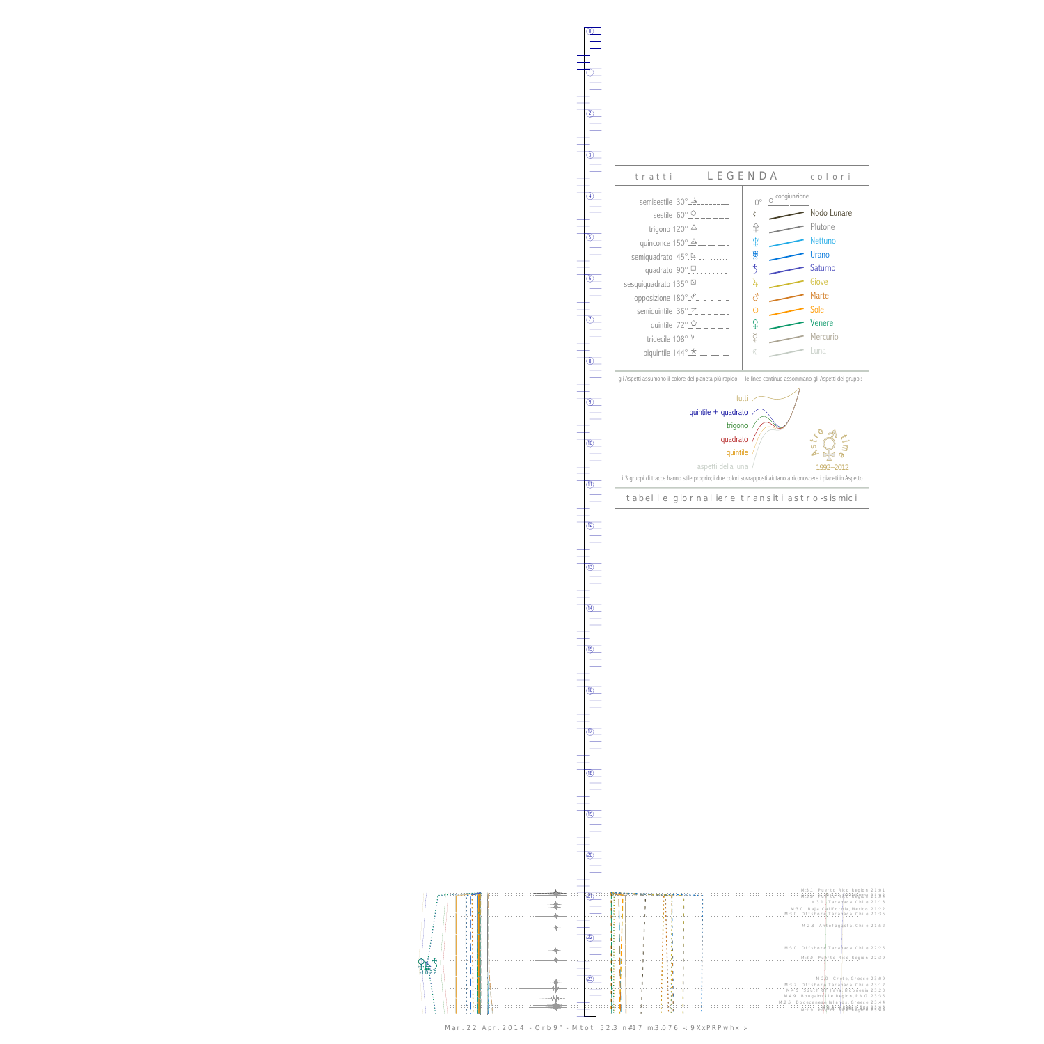## LEGENDA

**tratti**

- semisestile 30°
- sestile 60°
- trigono 120°
- quinconce 150°
- semiquadrato 45°
- quadrato 90°
- sesquiquadrato 135°
- opposizione 180°
- semiquintile 36°
- quintile 72°
- tridecile 108°
- biquintile 144°

**colori**

- 0° congiunzione
- Nodo Lunare
- Plutone
- Nettuno
- Urano
- Saturno
- Giove
- Marte
- Sole
- Venere
- Mercurio
- Luna

gli Aspetti assumono il colore del pianeta più rapido - le linee continue assommano gli Aspetti dei gruppi:

- tutti
- quintile + quadrato
- trigono
- quadrato
- quintile
- aspetti della luna

Astro time 1992–2012

i 3 gruppi di tracce hanno stile proprio; i due colori sovrapposti aiutano a riconoscere i pianeti in Aspetto

tabelle giornaliere transiti astro-sismici

M3.1 Puerto Rico Region 21:01
M3.1 Tarapaca, Chile 21:18
M3.0 Baja California, Mexico 21:22
M3.0 Offshore Tarapaca, Chile 21:35
M2.8 Antofagasta, Chile 21:52
M3.0 Offshore Tarapaca, Chile 22:25
M3.0 Puerto Rico Region 22:39
M2.8 Crete, Greece 23:09
M2.2 Offshore Tarapaca, Chile 23:12
M4.5 South of Java, Indonesia 23:20
M4.0 Bougainville Region, P.N.G. 23:35
M2.6 Dodecanese Islands, Greece 23:44

-1.02.2

Mar. 22 Apr. 2014 - Orb:9° - M.tot: 52.3 n#17 m3.076 -: 9XxPRPwhx :-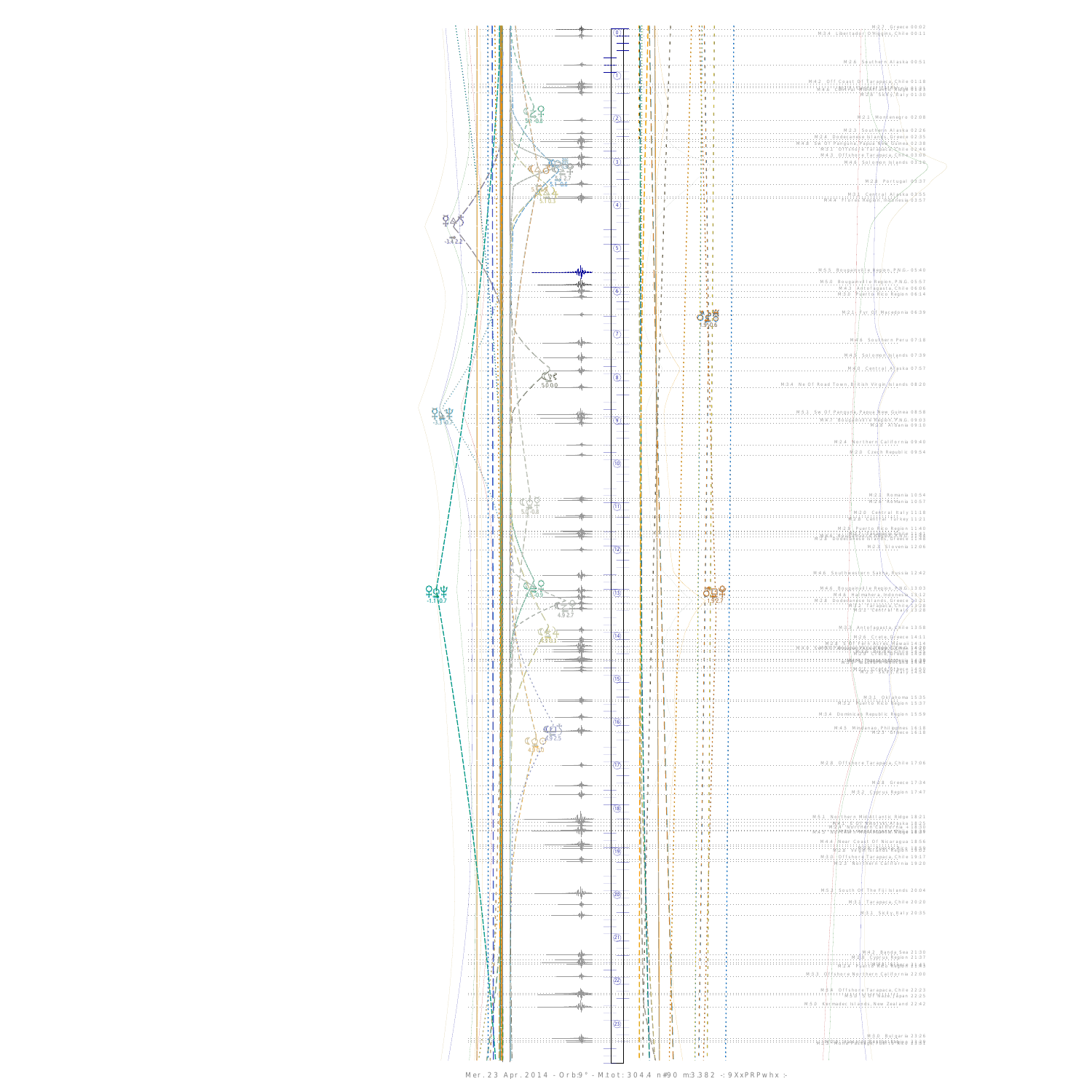M.2.7 Greece 00:02
M.3.4 Libertador O'Higgins Chile 00:11
M.2.6 Southern Alaska 00:51
M.4.2 Off Coast Of Tarapaca Chile 01:18
M.2.6 Sicily Italy 01:30
M.2.1 Montenegro 02:08
M.2.3 Southern Alaska 02:26
M.2.4 Dodecanese Islands Greece 02:35
M.4.8 Sw Of Panguna Papua New Guinea 02:38
M.3.1 Offshore Tarapaca Chile 02:46
M.4.3 Offshore Tarapaca Chile 03:00
M.4.6 Solomon Islands 03:10
M.2.8 Portugal 03:37
M.3.1 Central Alaska 03:55
M.4.4 Flores Region Indonesia 03:57
M.5.5 Bougainville Region P.N.G. 05:40
M.5.0 Bougainville Region P.N.G. 05:57
M.4.3 Antofagasta Chile 06:06
M.3.2 Puerto Rico Region 06:14
M.2.1 Fyr Of Macedonia 06:39
M.4.6 Southern Peru 07:18
M.4.5 Solomon Islands 07:39
M.4.0 Central Alaska 07:57
M.3.4 Ne Of Road Town British Virgin Islands 08:20
M.5.1 Sw Of Panguna Papua New Guinea 08:58
M.4.7 Bougainville Region P.N.G. 09:03
M.3.2 Albania 09:10
M.2.4 Northern California 09:40
M.2.0 Czech Republic 09:54
M.2.1 Romania 10:54
M.2.4 Romania 10:57
M.2.0 Central Italy 11:18
M.2.9 Puerto Rico Region 11:40
M.2.8 Dodecanese Islands Greece 11:48
M.2.8 Slovenia 12:06
M.4.6 Southwestern Sakha Russia 12:42
M.4.6 Bougainville Region P.N.G. 13:03
M.4.4 Halmahera Indonesia 13:12
M.2.8 Dodecanese Islands Greece 13:21
M.2.7 Tarapaca Chile 13:28
M.2.1 Central Italy 13:28
M.3.3 Antofagasta Chile 13:58
M.2.6 Crete Greece 14:11
M.2.3 Crete Greece 14:50
M.2.5 Sicily Italy 14:54
M.3.1 Oklahoma 15:35
M.3.2 Puerto Rico Region 15:37
M.3.4 Dominican Republic Region 15:59
M.4.5 Mindanao Philippines 16:18
M.2.3 Greece 16:18
M.2.8 Offshore Tarapaca Chile 17:06
M.2.8 Greece 17:34
M.3.2 Cyprus Region 17:47
M.5.1 Northern Mid-Atlantic Ridge 18:21
M.2.4 Northern California 18:30
M.4.4 Near Coast Of Nicaragua 18:56
M.3.0 Offshore Tarapaca Chile 19:17
M.2.1 Northern California 19:20
M.5.3 South Of The Fiji Islands 20:04
M.3.6 Tarapaca Chile 20:20
M.3.1 Sicily Italy 20:35
M.4.2 Banda Sea 21:30
M.3.8 Cyprus Region 21:37
M.3.3 Offshore Northern California 22:00
M.3.8 Offshore Tarapaca Chile 22:23
M.5.0 Kermadec Islands New Zealand 22:42
M.3.0 Bulgaria 23:26

Mer. 23 Apr. 2014 - Orb:9° - M.tot: 304.4 n#90 m3.382 -: 9XxPRPwhx :-